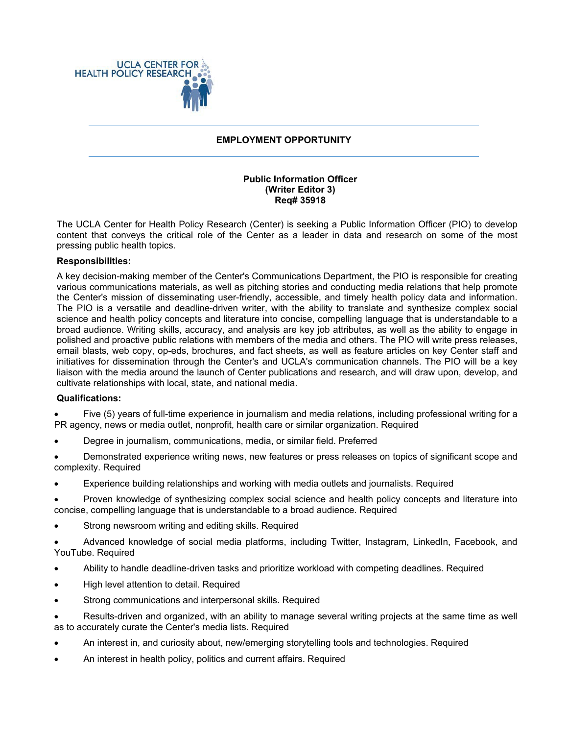UCLA CENTER FOR HEALTH POLICY RESEARCH

## EMPLOYMENT OPPORTUNITY

### Public Information Officer (Writer Editor 3) Req# 35918

The UCLA Center for Health Policy Research (Center) is seeking a Public Information Officer (PIO) to develop content that conveys the critical role of the Center as a leader in data and research on some of the most pressing public health topics.

**Responsibilities:**

A key decision-making member of the Center's Communications Department, the PIO is responsible for creating various communications materials, as well as pitching stories and conducting media relations that help promote the Center's mission of disseminating user-friendly, accessible, and timely health policy data and information. The PIO is a versatile and deadline-driven writer, with the ability to translate and synthesize complex social science and health policy concepts and literature into concise, compelling language that is understandable to a broad audience. Writing skills, accuracy, and analysis are key job attributes, as well as the ability to engage in polished and proactive public relations with members of the media and others. The PIO will write press releases, email blasts, web copy, op-eds, brochures, and fact sheets, as well as feature articles on key Center staff and initiatives for dissemination through the Center's and UCLA's communication channels. The PIO will be a key liaison with the media around the launch of Center publications and research, and will draw upon, develop, and cultivate relationships with local, state, and national media.

**Qualifications:**

- Five (5) years of full-time experience in journalism and media relations, including professional writing for a PR agency, news or media outlet, nonprofit, health care or similar organization. Required
- Degree in journalism, communications, media, or similar field. Preferred
- Demonstrated experience writing news, new features or press releases on topics of significant scope and complexity. Required
- Experience building relationships and working with media outlets and journalists. Required
- Proven knowledge of synthesizing complex social science and health policy concepts and literature into concise, compelling language that is understandable to a broad audience. Required
- Strong newsroom writing and editing skills. Required
- Advanced knowledge of social media platforms, including Twitter, Instagram, LinkedIn, Facebook, and YouTube. Required
- Ability to handle deadline-driven tasks and prioritize workload with competing deadlines. Required
- High level attention to detail. Required
- Strong communications and interpersonal skills. Required
- Results-driven and organized, with an ability to manage several writing projects at the same time as well as to accurately curate the Center's media lists. Required
- An interest in, and curiosity about, new/emerging storytelling tools and technologies. Required
- An interest in health policy, politics and current affairs. Required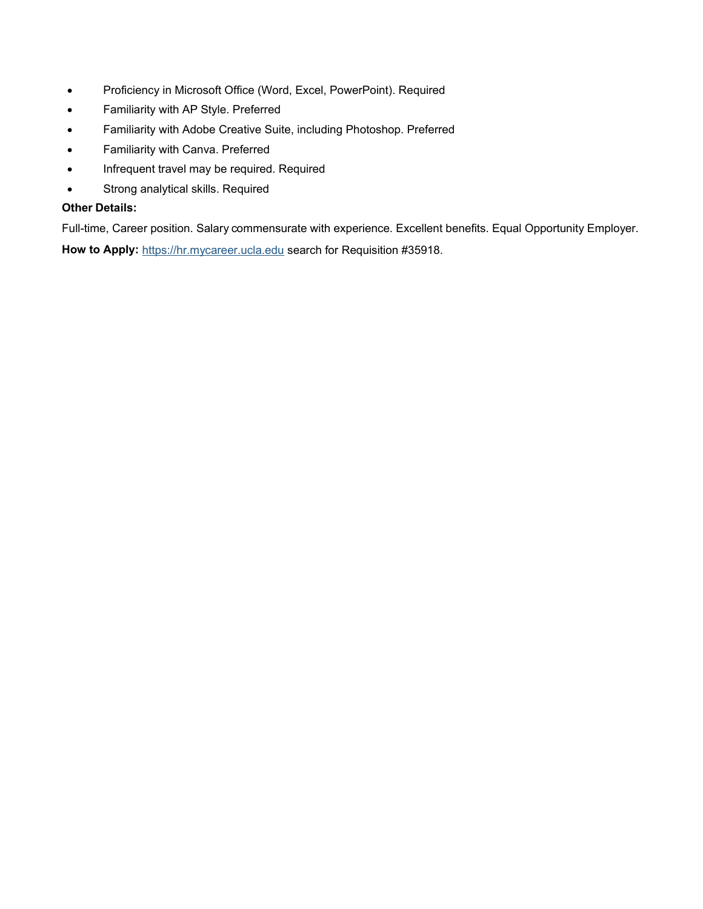- Proficiency in Microsoft Office (Word, Excel, PowerPoint). Required
- Familiarity with AP Style. Preferred
- Familiarity with Adobe Creative Suite, including Photoshop. Preferred
- Familiarity with Canva. Preferred
- Infrequent travel may be required. Required
- Strong analytical skills. Required

**Other Details:**

Full-time, Career position. Salary commensurate with experience. Excellent benefits. Equal Opportunity Employer.

**How to Apply:** https://hr.mycareer.ucla.edu search for Requisition #35918.